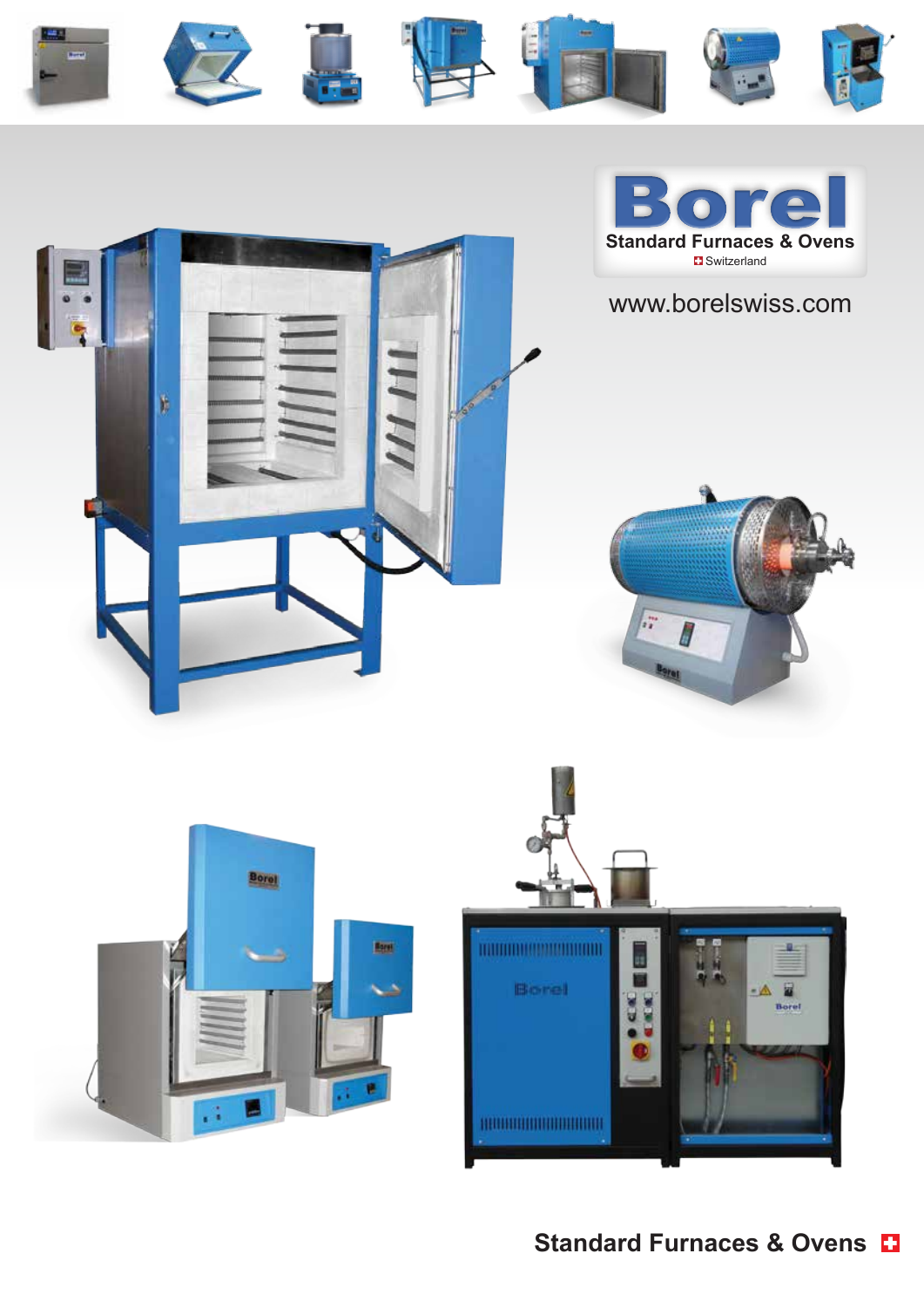# Borel

**Standard Furnaces & Ovens**

Switzerland

www.borelswiss.com

**Standard Furnaces & Ovens**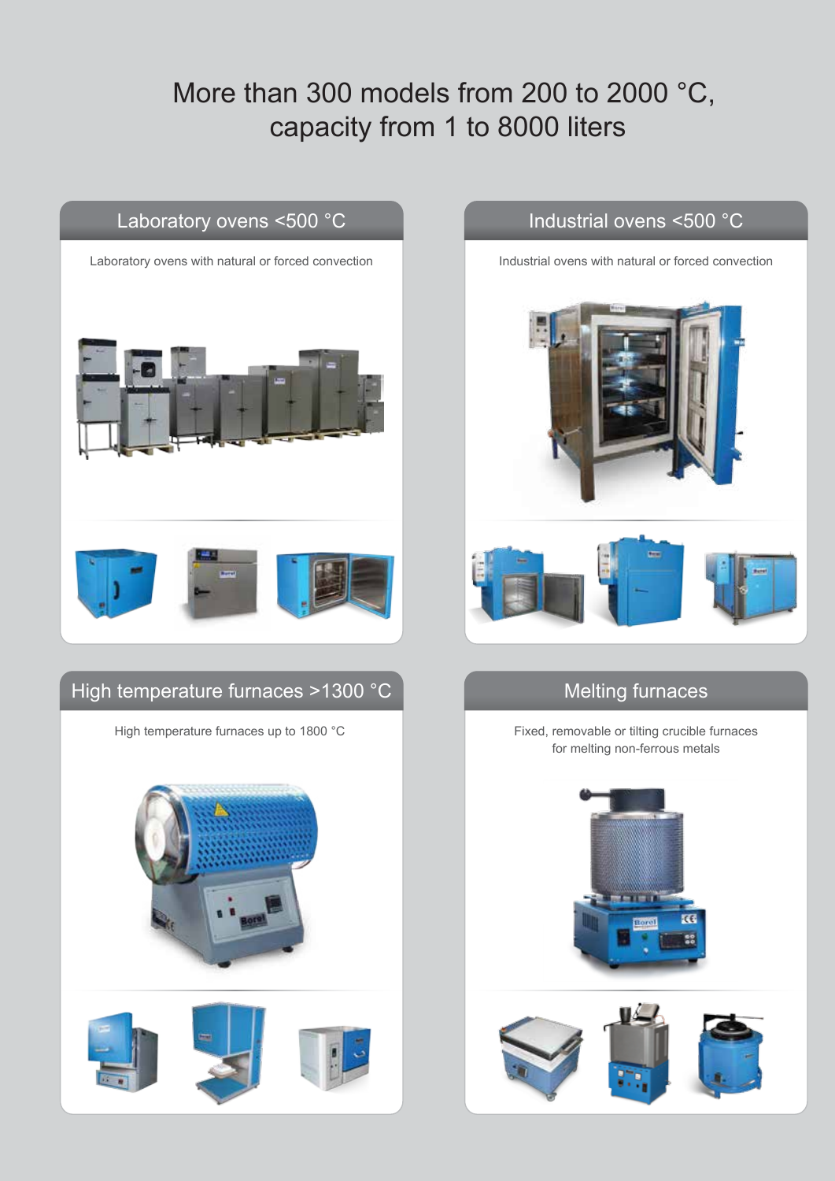# More than 300 models from 200 to 2000 °C, capacity from 1 to 8000 liters

## Laboratory ovens <500 °C

Laboratory ovens with natural or forced convection

## Industrial ovens <500 °C

Industrial ovens with natural or forced convection

## High temperature furnaces >1300 °C

High temperature furnaces up to 1800 °C

## Melting furnaces

Fixed, removable or tilting crucible furnaces for melting non-ferrous metals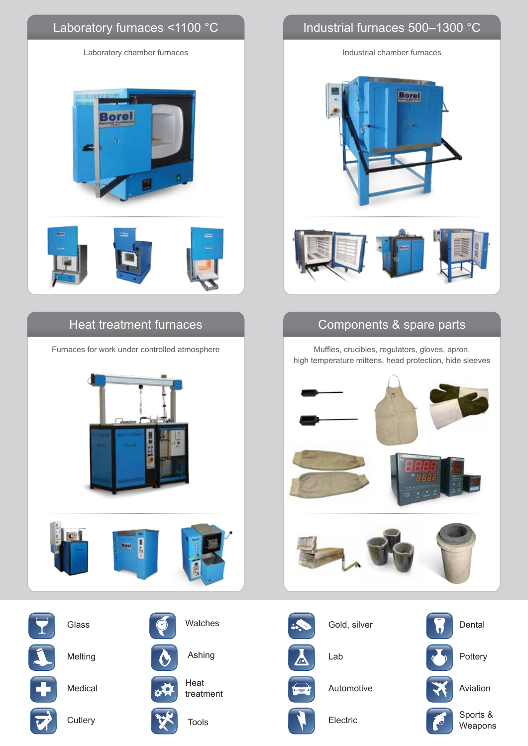## Laboratory furnaces <1100 °C

Laboratory chamber furnaces

## Industrial furnaces 500–1300 °C

Industrial chamber furnaces

## Heat treatment furnaces

Furnaces for work under controlled atmosphere

## Components & spare parts

Muffles, crucibles, regulators, gloves, apron, high temperature mittens, head protection, hide sleeves

- Glass
- Melting
- Medical
- Cutlery
- Watches
- Ashing
- Heat treatment
- Tools
- Gold, silver
- Lab
- Automotive
- Electric
- Dental
- Pottery
- Aviation
- Sports & Weapons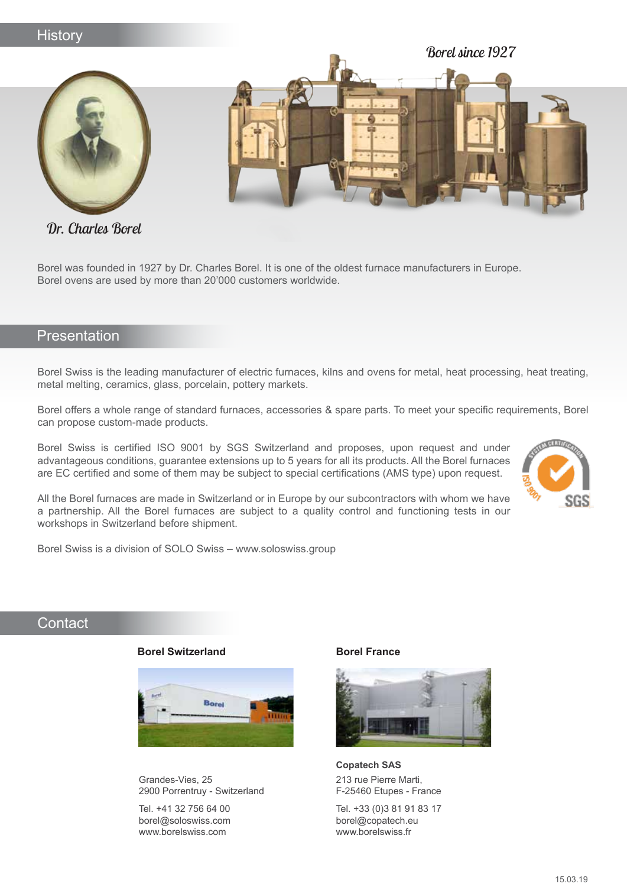## History

*Borel since 1927*

*Dr. Charles Borel*

Borel was founded in 1927 by Dr. Charles Borel. It is one of the oldest furnace manufacturers in Europe. Borel ovens are used by more than 20'000 customers worldwide.

## Presentation

Borel Swiss is the leading manufacturer of electric furnaces, kilns and ovens for metal, heat processing, heat treating, metal melting, ceramics, glass, porcelain, pottery markets.

Borel offers a whole range of standard furnaces, accessories & spare parts. To meet your specific requirements, Borel can propose custom-made products.

Borel Swiss is certified ISO 9001 by SGS Switzerland and proposes, upon request and under advantageous conditions, guarantee extensions up to 5 years for all its products. All the Borel furnaces are EC certified and some of them may be subject to special certifications (AMS type) upon request.

All the Borel furnaces are made in Switzerland or in Europe by our subcontractors with whom we have a partnership. All the Borel furnaces are subject to a quality control and functioning tests in our workshops in Switzerland before shipment.

Borel Swiss is a division of SOLO Swiss – www.soloswiss.group

## Contact

**Borel Switzerland**

Grandes-Vies, 25
2900 Porrentruy - Switzerland

Tel. +41 32 756 64 00
borel@soloswiss.com
www.borelswiss.com

**Borel France**

**Copatech SAS**
213 rue Pierre Marti,
F-25460 Etupes - France

Tel. +33 (0)3 81 91 83 17
borel@copatech.eu
www.borelswiss.fr

15.03.19